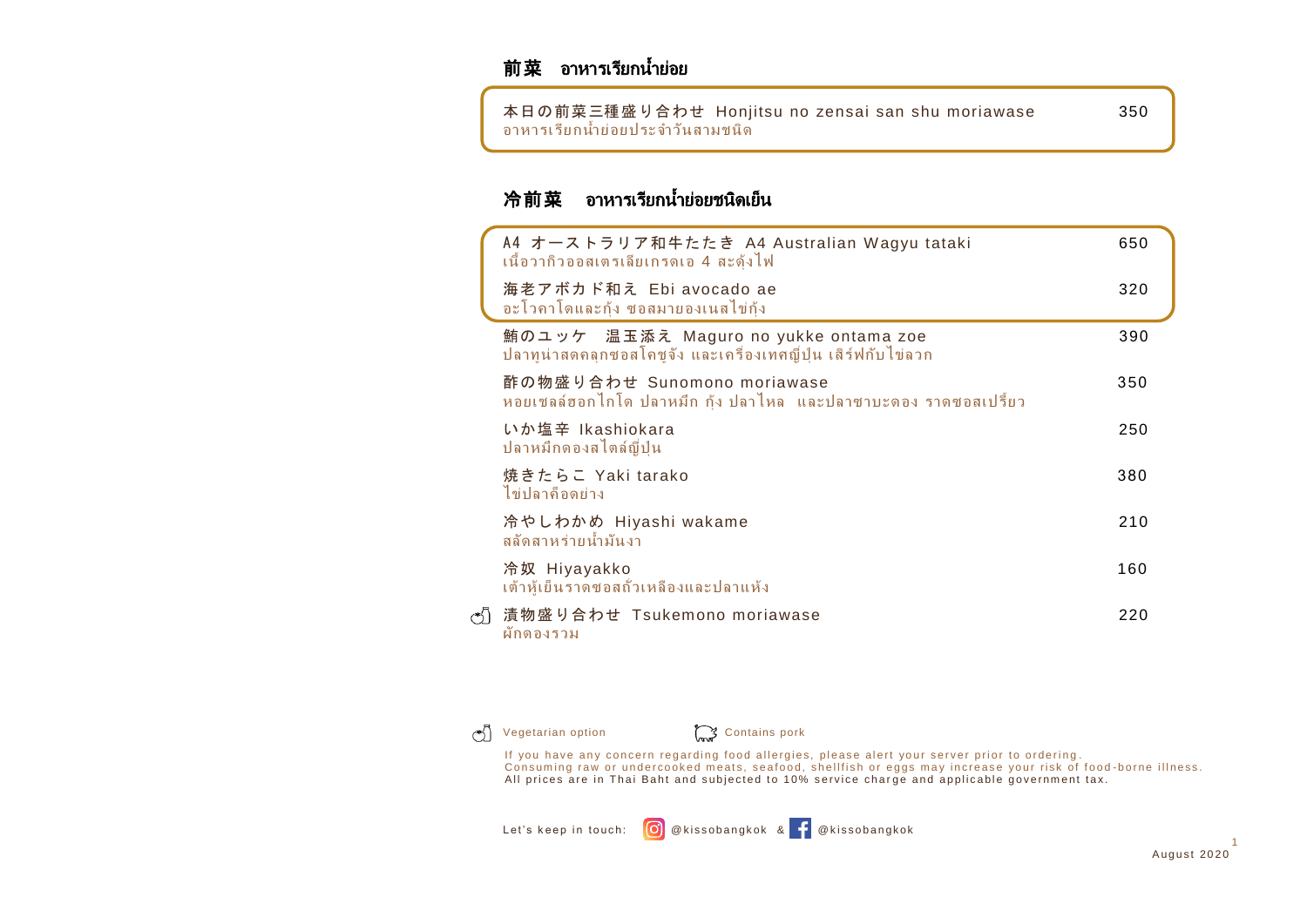## 前菜 อาหารเรียกน้ำย่อย

| | |
|---|---|
| 本日の前菜三種盛り合わせ Honjitsu no zensai san shu moriawase<br>อาหารเรียกน้ำย่อยประจำวันสามชนิด | 350 |

## 冷前菜 อาหารเรียกน้ำย่อยชนิดเย็น

| | |
|---|---|
| A4 オーストラリア和牛たたき A4 Australian Wagyu tataki<br>เนื้อวากิวออสเตรเลียเกรดเอ 4 สะดุ้งไฟ | 650 |
| 海老アボカド和え Ebi avocado ae<br>อะโวคาโดและกุ้ง ซอสมายองเนสไข่กุ้ง | 320 |
| 鮪のユッケ 温玉添え Maguro no yukke ontama zoe<br>ปลาทูน่าสดคลุกซอสโคชูจัง และเครื่องเทศญี่ปุ่น เสิร์ฟกับไข่ลวก | 390 |
| 酢の物盛り合わせ Sunomono moriawase<br>หอยเชลล์ฮอกไกโด ปลาหมึก กุ้ง ปลาไหล และปลาซาบะดอง ราดซอสเปรี้ยว | 350 |
| いか塩辛 Ikashiokara<br>ปลาหมึกดองสไตล์ญี่ปุ่น | 250 |
| 焼きたらこ Yaki tarako<br>ไข่ปลาค็อดย่าง | 380 |
| 冷やしわかめ Hiyashi wakame<br>สลัดสาหร่ายน้ำมันงา | 210 |
| 冷奴 Hiyayakko<br>เต้าหู้เย็นราดซอสถั่วเหลืองและปลาแห้ง | 160 |
| (Vegetarian option) 漬物盛り合わせ Tsukemono moriawase<br>ผักดองรวม | 220 |

Vegetarian option | Contains pork

If you have any concern regarding food allergies, please alert your server prior to ordering.
Consuming raw or undercooked meats, seafood, shellfish or eggs may increase your risk of food-borne illness.
All prices are in Thai Baht and subjected to 10% service charge and applicable government tax.

Let's keep in touch: @kissobangkok & @kissobangkok

August 2020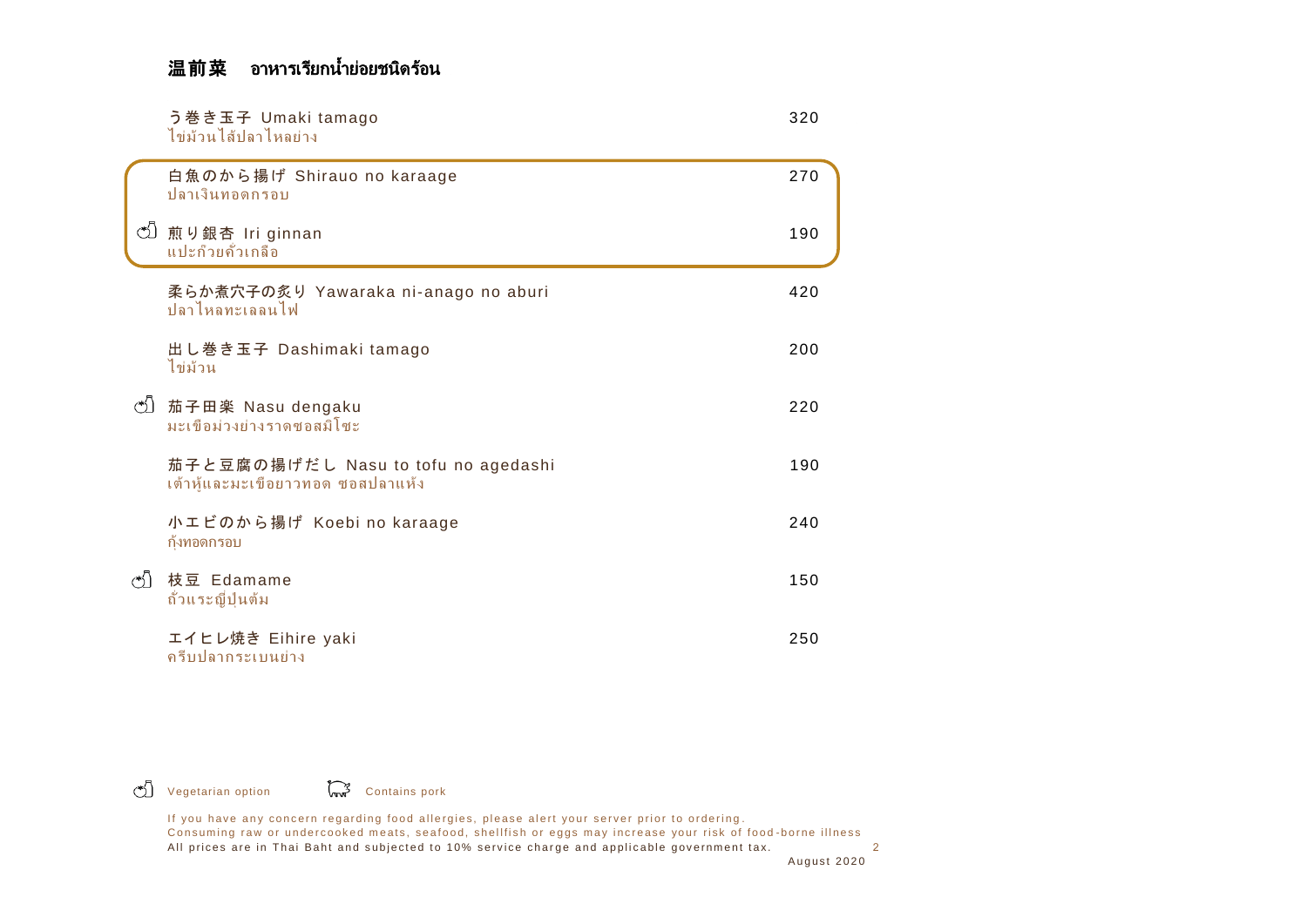## 温前菜 อาหารเรียกน้ำย่อยชนิดร้อน

| Item | Price |
|---|---|
| う巻き玉子 Umaki tamago<br>ไข่ม้วนไส้ปลาไหลย่าง | 320 |
| 白魚のから揚げ Shirauo no karaage<br>ปลาเงินทอดกรอบ | 270 |
| 🍎 煎り銀杏 Iri ginnan<br>แปะก๊วยคั่วเกลือ | 190 |
| 柔らか煮穴子の炙り Yawaraka ni-anago no aburi<br>ปลาไหลทะเลลนไฟ | 420 |
| 出し巻き玉子 Dashimaki tamago<br>ไข่ม้วน | 200 |
| 🍎 茄子田楽 Nasu dengaku<br>มะเขือม่วงย่างราดซอสมิโซะ | 220 |
| 茄子と豆腐の揚げだし Nasu to tofu no agedashi<br>เต้าหู้และมะเขือยาวทอด ซอสปลาแห้ง | 190 |
| 小エビのから揚げ Koebi no karaage<br>กุ้งทอดกรอบ | 240 |
| 🍎 枝豆 Edamame<br>ถั่วแระญี่ปุ่นต้ม | 150 |
| エイヒレ焼き Eihire yaki<br>ครีบปลากระเบนย่าง | 250 |

🍎 Vegetarian option 🐖 Contains pork

If you have any concern regarding food allergies, please alert your server prior to ordering.
Consuming raw or undercooked meats, seafood, shellfish or eggs may increase your risk of food-borne illness
All prices are in Thai Baht and subjected to 10% service charge and applicable government tax.

August 2020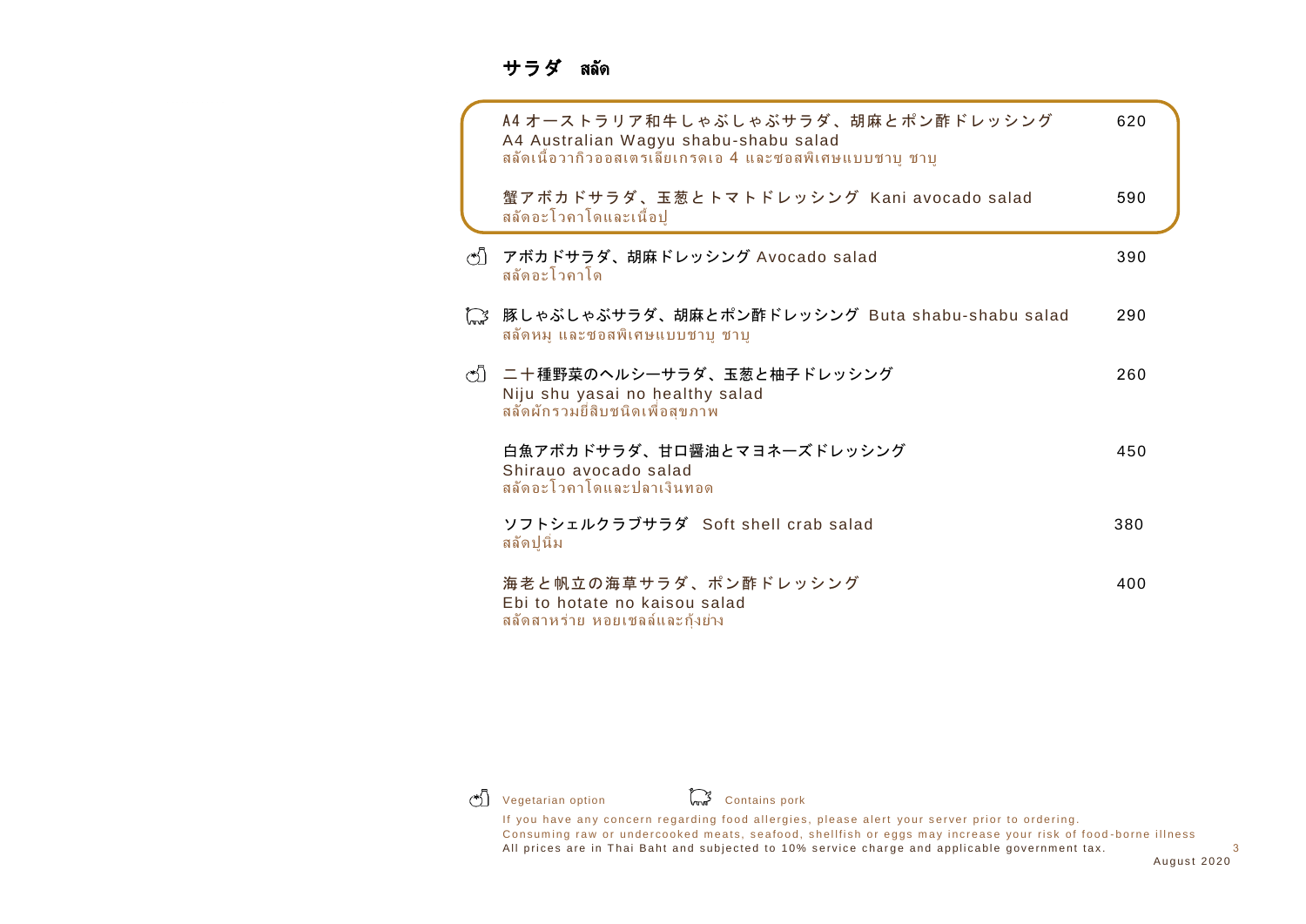# サラダ สลัด

A4 オーストラリア和牛しゃぶしゃぶサラダ、胡麻とポン酢ドレッシング — 620
A4 Australian Wagyu shabu-shabu salad
สลัดเนื้อวากิวออสเตรเลียเกรดเอ 4 และซอสพิเศษแบบชาบู ชาบู

蟹アボカドサラダ、玉葱とトマトドレッシング Kani avocado salad — 590
สลัดอะโวคาโดและเนื้อปู

アボカドサラダ、胡麻ドレッシング Avocado salad — 390
สลัดอะโวคาโด

豚しゃぶしゃぶサラダ、胡麻とポン酢ドレッシング Buta shabu-shabu salad — 290
สลัดหมู และซอสพิเศษแบบชาบู ชาบู

二十種野菜のヘルシーサラダ、玉葱と柚子ドレッシング — 260
Niju shu yasai no healthy salad
สลัดผักรวมยี่สิบชนิดเพื่อสุขภาพ

白魚アボカドサラダ、甘口醤油とマヨネーズドレッシング — 450
Shirauo avocado salad
สลัดอะโวคาโดและปลาเงินทอด

ソフトシェルクラブサラダ Soft shell crab salad — 380
สลัดปูนิ่ม

海老と帆立の海草サラダ、ポン酢ドレッシング — 400
Ebi to hotate no kaisou salad
สลัดสาหร่าย หอยเชลล์และกุ้งย่าง

Vegetarian option — Contains pork

If you have any concern regarding food allergies, please alert your server prior to ordering.
Consuming raw or undercooked meats, seafood, shellfish or eggs may increase your risk of food-borne illness
All prices are in Thai Baht and subjected to 10% service charge and applicable government tax.

August 2020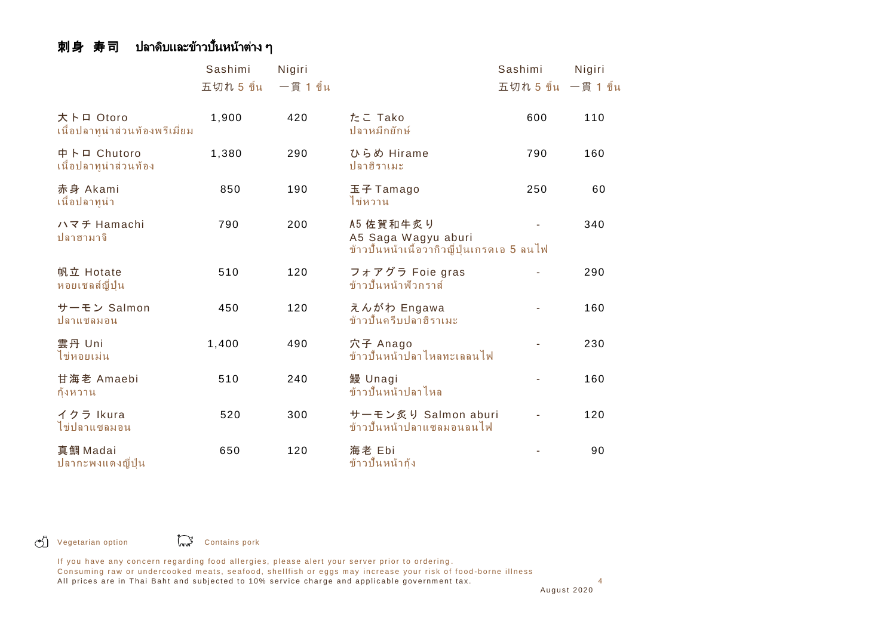## 刺身 寿司　ปลาดิบและข้าวปั้นหน้าต่าง ๆ

| | Sashimi<br>五切れ 5 ชิ้น | Nigiri<br>一貫 1 ชิ้น | | Sashimi<br>五切れ 5 ชิ้น | Nigiri<br>一貫 1 ชิ้น |
|---|---|---|---|---|---|
| 大トロ Otoro<br>เนื้อปลาทูน่าส่วนท้องพรีเมี่ยม | 1,900 | 420 | たこ Tako<br>ปลาหมึกยักษ์ | 600 | 110 |
| 中トロ Chutoro<br>เนื้อปลาทูน่าส่วนท้อง | 1,380 | 290 | ひらめ Hirame<br>ปลาฮิราเมะ | 790 | 160 |
| 赤身 Akami<br>เนื้อปลาทูน่า | 850 | 190 | 玉子 Tamago<br>ไข่หวาน | 250 | 60 |
| ハマチ Hamachi<br>ปลาฮามาจิ | 790 | 200 | A5 佐賀和牛炙り<br>A5 Saga Wagyu aburi<br>ข้าวปั้นหน้าเนื้อวากิวญี่ปุ่นเกรดเอ 5 ลนไฟ | - | 340 |
| 帆立 Hotate<br>หอยเชลล์ญี่ปุ่น | 510 | 120 | フォアグラ Foie gras<br>ข้าวปั้นหน้าฟัวกราส์ | - | 290 |
| サーモン Salmon<br>ปลาแซลมอน | 450 | 120 | えんがわ Engawa<br>ข้าวปั้นครีบปลาฮิราเมะ | - | 160 |
| 雲丹 Uni<br>ไข่หอยเม่น | 1,400 | 490 | 穴子 Anago<br>ข้าวปั้นหน้าปลาไหลทะเลลนไฟ | - | 230 |
| 甘海老 Amaebi<br>กุ้งหวาน | 510 | 240 | 鰻 Unagi<br>ข้าวปั้นหน้าปลาไหล | - | 160 |
| イクラ Ikura<br>ไข่ปลาแซลมอน | 520 | 300 | サーモン炙り Salmon aburi<br>ข้าวปั้นหน้าปลาแซลมอนลนไฟ | - | 120 |
| 真鯛 Madai<br>ปลากะพงแดงญี่ปุ่น | 650 | 120 | 海老 Ebi<br>ข้าวปั้นหน้ากุ้ง | - | 90 |

Vegetarian option　　Contains pork

If you have any concern regarding food allergies, please alert your server prior to ordering.
Consuming raw or undercooked meats, seafood, shellfish or eggs may increase your risk of food-borne illness
All prices are in Thai Baht and subjected to 10% service charge and applicable government tax.

August 2020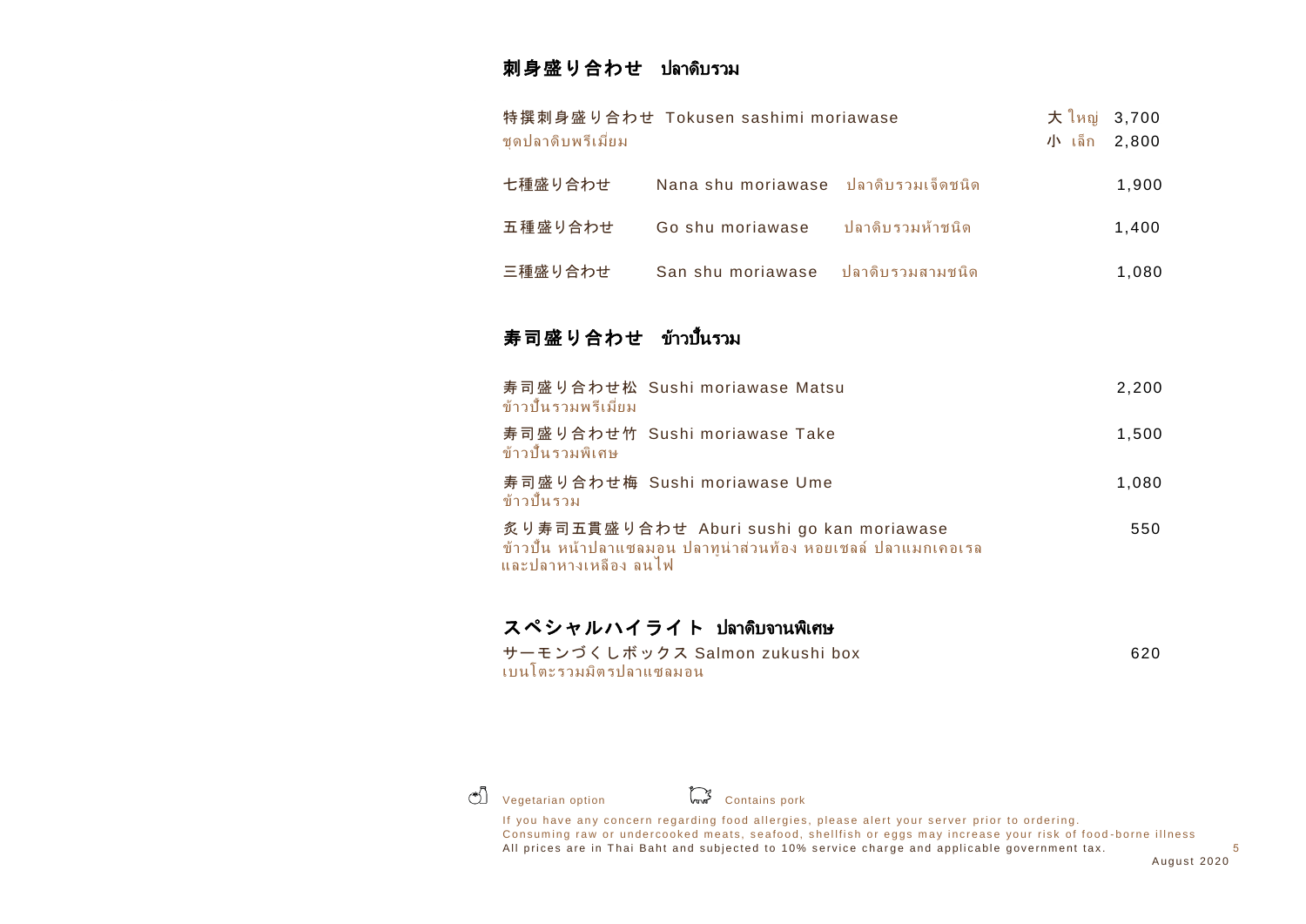## 刺身盛り合わせ ปลาดิบรวม

| | | |
|---|---|---|
| 特撰刺身盛り合わせ Tokusen sashimi moriawase<br>ชุดปลาดิบพรีเมียม | 大 ใหญ่ | 3,700 |
| | 小 เล็ก | 2,800 |
| 七種盛り合わせ Nana shu moriawase ปลาดิบรวมเจ็ดชนิด | | 1,900 |
| 五種盛り合わせ Go shu moriawase ปลาดิบรวมห้าชนิด | | 1,400 |
| 三種盛り合わせ San shu moriawase ปลาดิบรวมสามชนิด | | 1,080 |

## 寿司盛り合わせ ข้าวปั้นรวม

| | |
|---|---|
| 寿司盛り合わせ松 Sushi moriawase Matsu<br>ข้าวปั้นรวมพรีเมียม | 2,200 |
| 寿司盛り合わせ竹 Sushi moriawase Take<br>ข้าวปั้นรวมพิเศษ | 1,500 |
| 寿司盛り合わせ梅 Sushi moriawase Ume<br>ข้าวปั้นรวม | 1,080 |
| 炙り寿司五貫盛り合わせ Aburi sushi go kan moriawase<br>ข้าวปั้น หน้าปลาแซลมอน ปลาทูน่าส่วนท้อง หอยเชลล์ ปลาแมกเคอเรล และปลาหางเหลือง ลนไฟ | 550 |

## スペシャルハイライト ปลาดิบจานพิเศษ

| | |
|---|---|
| サーモンづくしボックス Salmon zukushi box<br>เบนโตะรวมมิตรปลาแซลมอน | 620 |

Vegetarian option &nbsp;&nbsp;&nbsp; Contains pork

If you have any concern regarding food allergies, please alert your server prior to ordering.
Consuming raw or undercooked meats, seafood, shellfish or eggs may increase your risk of food-borne illness
All prices are in Thai Baht and subjected to 10% service charge and applicable government tax.

August 2020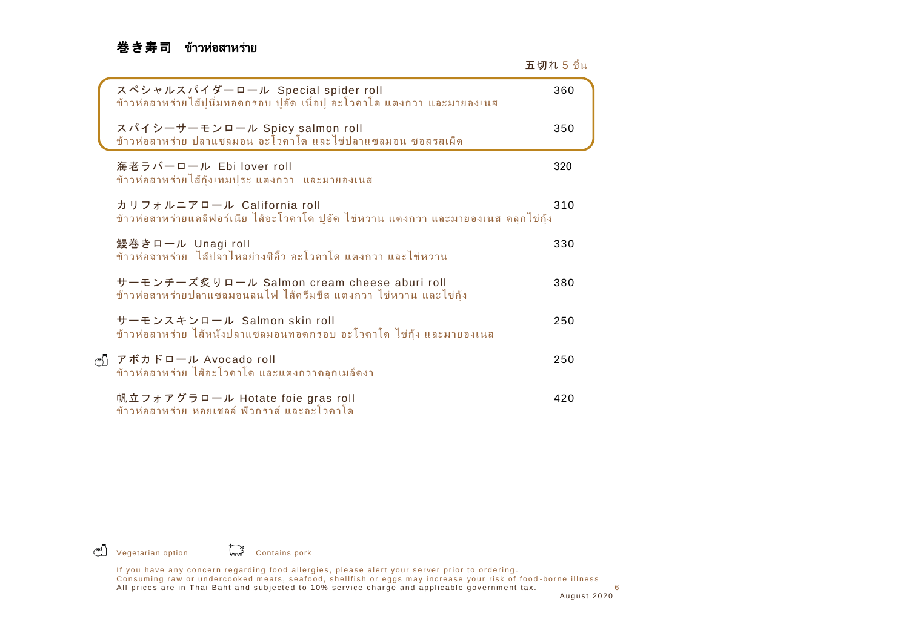## 巻き寿司 ข้าวห่อสาหร่าย

五切れ 5 ชิ้น

| Item | Price |
|---|---|
| スペシャルスパイダーロール Special spider roll<br>ข้าวห่อสาหร่ายไส้ปูนิ่มทอดกรอบ ปูอัด เนื้อปู อะโวคาโด แตงกวา และมายองเนส | 360 |
| スパイシーサーモンロール Spicy salmon roll<br>ข้าวห่อสาหร่าย ปลาแซลมอน อะโวคาโด และไข่ปลาแซลมอน ซอสรสเผ็ด | 350 |
| 海老ラバーロール Ebi lover roll<br>ข้าวห่อสาหร่ายไส้กุ้งเทมปุระ แตงกวา และมายองเนส | 320 |
| カリフォルニアロール California roll<br>ข้าวห่อสาหร่ายแคลิฟอร์เนีย ไส้อะโวคาโด ปูอัด ไข่หวาน แตงกวา และมายองเนส คลุกไข่กุ้ง | 310 |
| 鰻巻きロール Unagi roll<br>ข้าวห่อสาหร่าย ไส้ปลาไหลย่างซีอิ๊ว อะโวคาโด แตงกวา และไข่หวาน | 330 |
| サーモンチーズ炙りロール Salmon cream cheese aburi roll<br>ข้าวห่อสาหร่ายปลาแซลมอนลนไฟ ไส้ครีมชีส แตงกวา ไข่หวาน และไข่กุ้ง | 380 |
| サーモンスキンロール Salmon skin roll<br>ข้าวห่อสาหร่าย ไส้หนังปลาแซลมอนทอดกรอบ อะโวคาโด ไข่กุ้ง และมายองเนส | 250 |
| (Vegetarian option) アボカドロール Avocado roll<br>ข้าวห่อสาหร่าย ไส้อะโวคาโด และแตงกวาคลุกเมล็ดงา | 250 |
| 帆立フォアグラロール Hotate foie gras roll<br>ข้าวห่อสาหร่าย หอยเชลล์ ฟัวกราส์ และอะโวคาโด | 420 |

Vegetarian option　　Contains pork

If you have any concern regarding food allergies, please alert your server prior to ordering.
Consuming raw or undercooked meats, seafood, shellfish or eggs may increase your risk of food-borne illness
All prices are in Thai Baht and subjected to 10% service charge and applicable government tax.

August 2020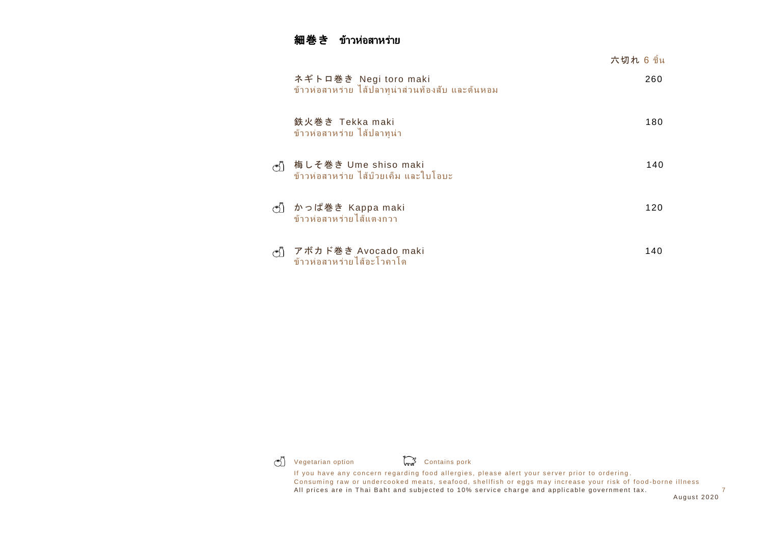## 細巻き ข้าวห่อสาหร่าย

六切れ 6 ชิ้น

| | Item | Price |
|---|---|---|
| | ネギトロ巻き Negi toro maki<br>ข้าวห่อสาหร่าย ไส้ปลาทูน่าส่วนท้องสับ และต้นหอม | 260 |
| | 鉄火巻き Tekka maki<br>ข้าวห่อสาหร่าย ไส้ปลาทูน่า | 180 |
| Vegetarian option | 梅しそ巻き Ume shiso maki<br>ข้าวห่อสาหร่าย ไส้บ๊วยเค็ม และใบโอบะ | 140 |
| Vegetarian option | かっぱ巻き Kappa maki<br>ข้าวห่อสาหร่ายไส้แตงกวา | 120 |
| Vegetarian option | アボカド巻き Avocado maki<br>ข้าวห่อสาหร่ายไส้อะโวคาโด | 140 |

Vegetarian option    Contains pork

If you have any concern regarding food allergies, please alert your server prior to ordering.
Consuming raw or undercooked meats, seafood, shellfish or eggs may increase your risk of food-borne illness
All prices are in Thai Baht and subjected to 10% service charge and applicable government tax.

August 2020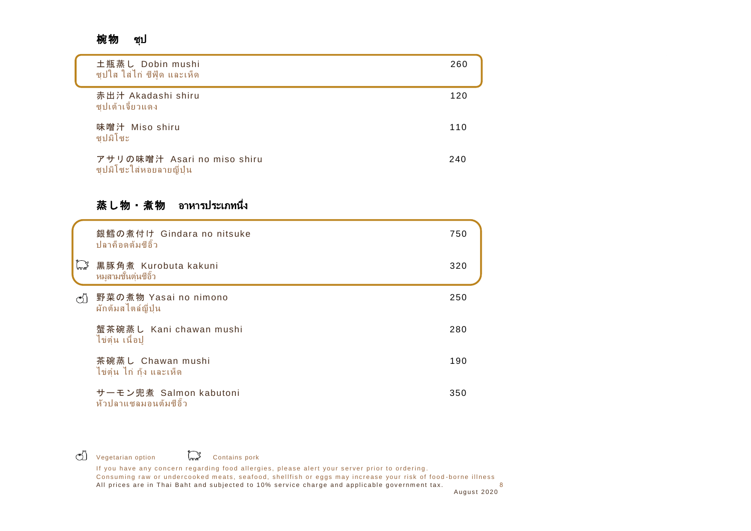## 椀物　ซุป

| Item | Price |
|---|---|
| 土瓶蒸し Dobin mushi<br>ซุปใส ใส่ไก่ ซีฟู้ด และเห็ด | 260 |
| 赤出汁 Akadashi shiru<br>ซุปเต้าเจี้ยวแดง | 120 |
| 味噌汁 Miso shiru<br>ซุปมิโซะ | 110 |
| アサリの味噌汁 Asari no miso shiru<br>ซุปมิโซะใส่หอยลายญี่ปุ่น | 240 |

## 蒸し物・煮物　อาหารประเภทนึ่ง

| Item | Price |
|---|---|
| 銀鱈の煮付け Gindara no nitsuke<br>ปลาค็อดต้มซีอิ๊ว | 750 |
| (Contains pork) 黒豚角煮 Kurobuta kakuni<br>หมูสามชั้นตุ๋นซีอิ๊ว | 320 |
| (Vegetarian option) 野菜の煮物 Yasai no nimono<br>ผักต้มสไตล์ญี่ปุ่น | 250 |
| 蟹茶碗蒸し Kani chawan mushi<br>ไข่ตุ๋น เนื้อปู | 280 |
| 茶碗蒸し Chawan mushi<br>ไข่ตุ๋น ไก่ กุ้ง และเห็ด | 190 |
| サーモン兜煮 Salmon kabutoni<br>หัวปลาแซลมอนต้มซีอิ๊ว | 350 |

Vegetarian option　　Contains pork

If you have any concern regarding food allergies, please alert your server prior to ordering.
Consuming raw or undercooked meats, seafood, shellfish or eggs may increase your risk of food-borne illness
All prices are in Thai Baht and subjected to 10% service charge and applicable government tax.

August 2020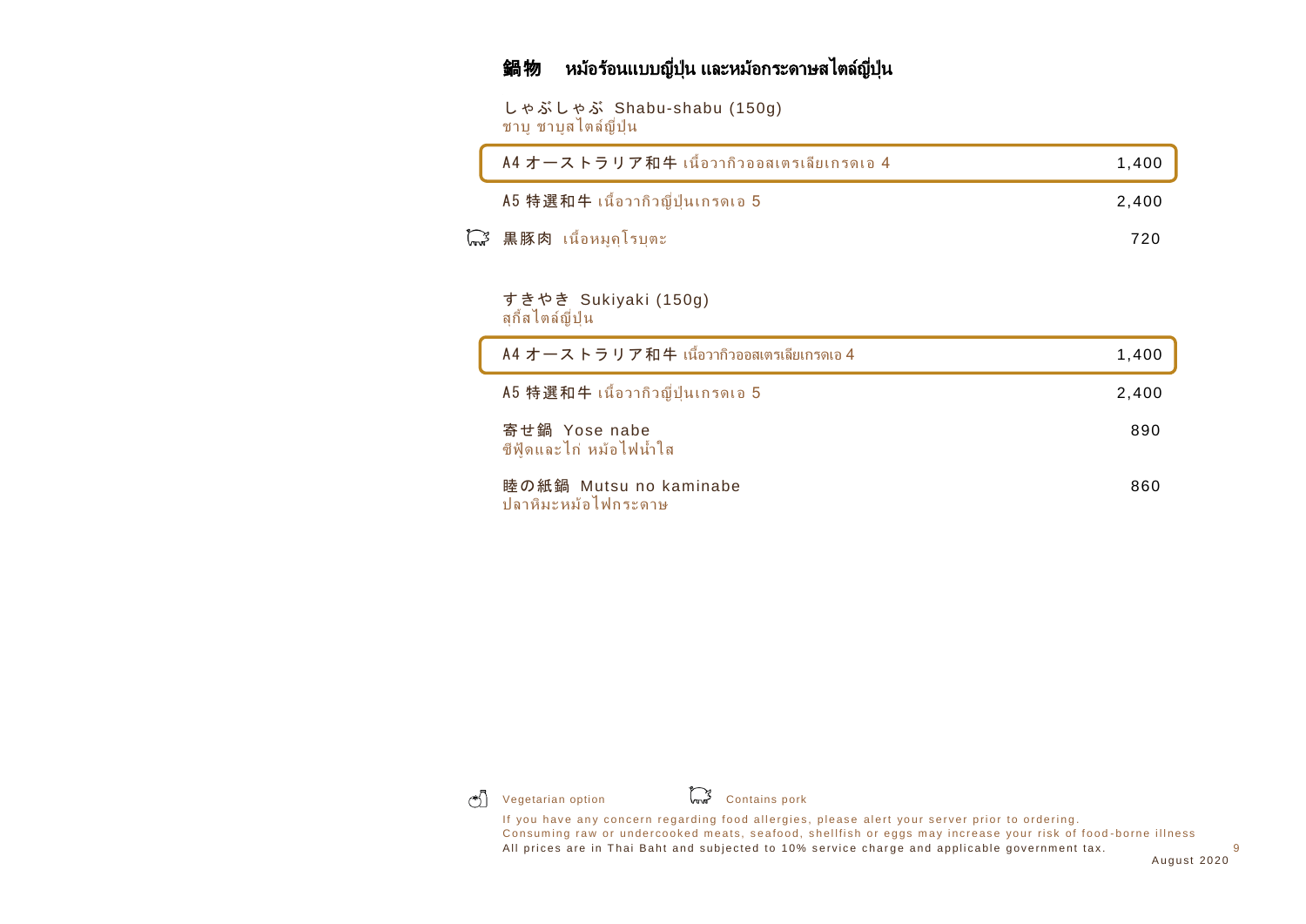# 鍋物 หม้อร้อนแบบญี่ปุ่น และหม้อกระดาษสไตล์ญี่ปุ่น

## しゃぶしゃぶ Shabu-shabu (150g)
ชาบู ชาบูสไตล์ญี่ปุ่น

| Item | Price |
|---|---|
| A4 オーストラリア和牛 เนื้อวากิวออสเตรเลียเกรดเอ 4 | 1,400 |
| A5 特選和牛 เนื้อวากิวญี่ปุ่นเกรดเอ 5 | 2,400 |
| 黒豚肉 เนื้อหมูคุโรบุตะ (Contains pork) | 720 |

## すきやき Sukiyaki (150g)
สุกี้สไตล์ญี่ปุ่น

| Item | Price |
|---|---|
| A4 オーストラリア和牛 เนื้อวากิวออสเตรเลียเกรดเอ 4 | 1,400 |
| A5 特選和牛 เนื้อวากิวญี่ปุ่นเกรดเอ 5 | 2,400 |

寄せ鍋 Yose nabe — 890
ซีฟู้ดและไก่ หม้อไฟน้ำใส

睦の紙鍋 Mutsu no kaminabe — 860
ปลาหิมะหม้อไฟกระดาษ

Vegetarian option Contains pork

If you have any concern regarding food allergies, please alert your server prior to ordering.
Consuming raw or undercooked meats, seafood, shellfish or eggs may increase your risk of food-borne illness
All prices are in Thai Baht and subjected to 10% service charge and applicable government tax.

August 2020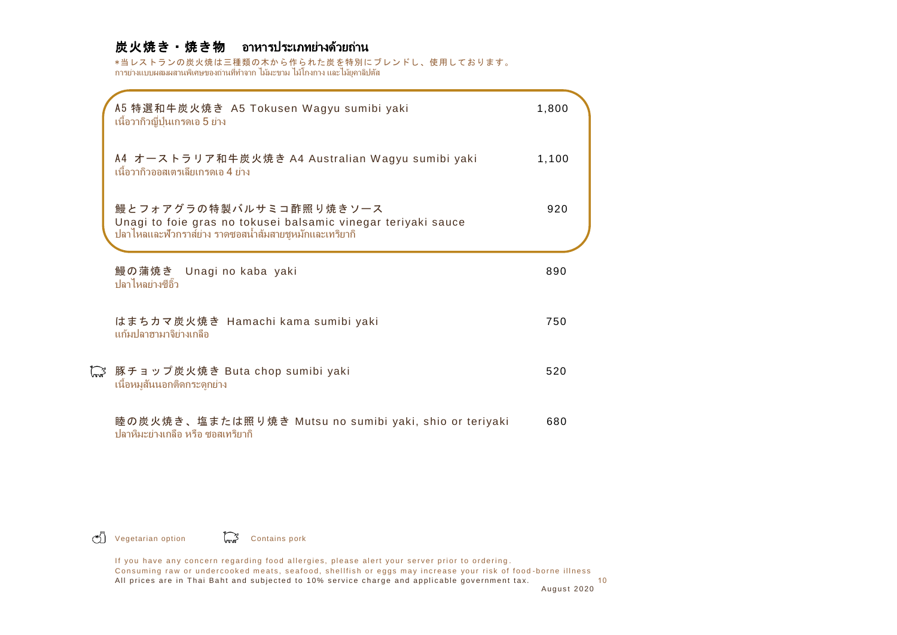## 炭火焼き・焼き物　อาหารประเภทย่างด้วยถ่าน

*当レストランの炭火焼は三種類の木から作られた炭を特別にブレンドし、使用しております。
การย่างแบบผสมผสานพิเศษของถ่านที่ทำจาก ไม้มะขาม ไม้โกงกาง และไม้ยูคาลิปตัส

A5 特選和牛炭火焼き A5 Tokusen Wagyu sumibi yaki — 1,800
เนื้อวากิวญี่ปุ่นเกรดเอ 5 ย่าง

A4 オーストラリア和牛炭火焼き A4 Australian Wagyu sumibi yaki — 1,100
เนื้อวากิวออสเตรเลียเกรดเอ 4 ย่าง

鰻とフォアグラの特製バルサミコ酢照り焼きソース — 920
Unagi to foie gras no tokusei balsamic vinegar teriyaki sauce
ปลาไหลและฟัวกราส์ย่าง ราดซอสน้ำส้มสายชูหมักและเทริยากิ

鰻の蒲焼き　Unagi no kaba yaki — 890
ปลาไหลย่างซีอิ๊ว

はまちカマ炭火焼き Hamachi kama sumibi yaki — 750
แก้มปลาฮามาจิย่างเกลือ

豚チョップ炭火焼き Buta chop sumibi yaki (Contains pork) — 520
เนื้อหมูสันนอกติดกระดูกย่าง

睦の炭火焼き、塩または照り焼き Mutsu no sumibi yaki, shio or teriyaki — 680
ปลาหิมะย่างเกลือ หรือ ซอสเทริยากิ

Vegetarian option　　Contains pork

If you have any concern regarding food allergies, please alert your server prior to ordering.
Consuming raw or undercooked meats, seafood, shellfish or eggs may increase your risk of food-borne illness
All prices are in Thai Baht and subjected to 10% service charge and applicable government tax.

August 2020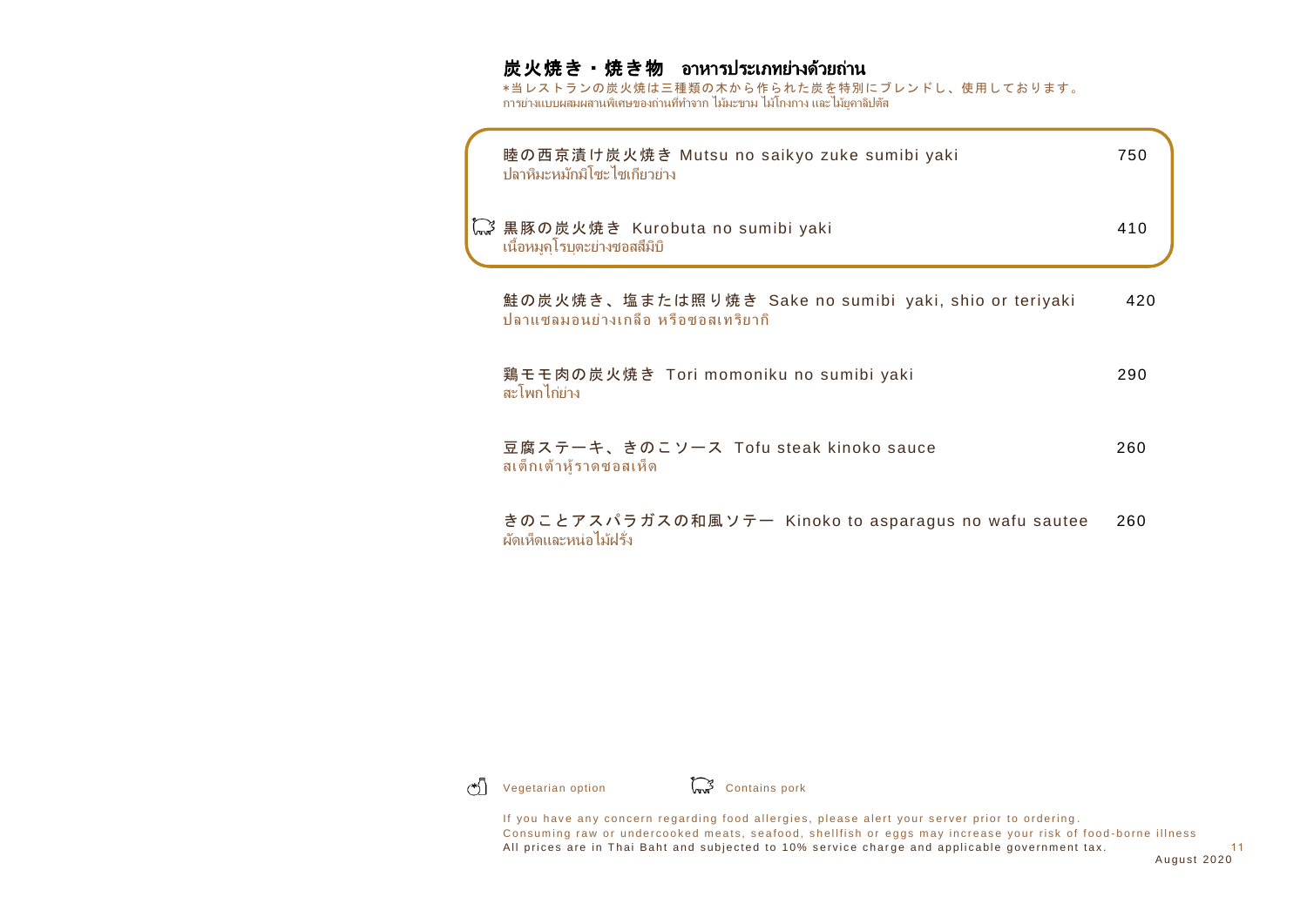## 炭火焼き・焼き物 อาหารประเภทย่างด้วยถ่าน

*当レストランの炭火焼は三種類の木から作られた炭を特別にブレンドし、使用しております。
การย่างแบบผสมผสานพิเศษของถ่านที่ทำจาก ไม้มะขาม ไม้โกงกาง และไม้ยูคาลิปตัส

| Item | Price |
|---|---|
| 睦の西京漬け炭火焼き Mutsu no saikyo zuke sumibi yaki<br>ปลาหิมะหมักมิโซะไซเกียวย่าง | 750 |
| 🐖 黒豚の炭火焼き Kurobuta no sumibi yaki<br>เนื้อหมูคุโรบุตะย่างซอสสึมิบิ | 410 |
| 鮭の炭火焼き、塩または照り焼き Sake no sumibi yaki, shio or teriyaki<br>ปลาแซลมอนย่างเกลือ หรือซอสเทริยากิ | 420 |
| 鶏モモ肉の炭火焼き Tori momoniku no sumibi yaki<br>สะโพกไก่ย่าง | 290 |
| 豆腐ステーキ、きのこソース Tofu steak kinoko sauce<br>สเต็กเต้าหู้ราดซอสเห็ด | 260 |
| きのことアスパラガスの和風ソテー Kinoko to asparagus no wafu sautee<br>ผัดเห็ดและหน่อไม้ฝรั่ง | 260 |

Vegetarian option 🐖 Contains pork

If you have any concern regarding food allergies, please alert your server prior to ordering.
Consuming raw or undercooked meats, seafood, shellfish or eggs may increase your risk of food-borne illness
All prices are in Thai Baht and subjected to 10% service charge and applicable government tax.

August 2020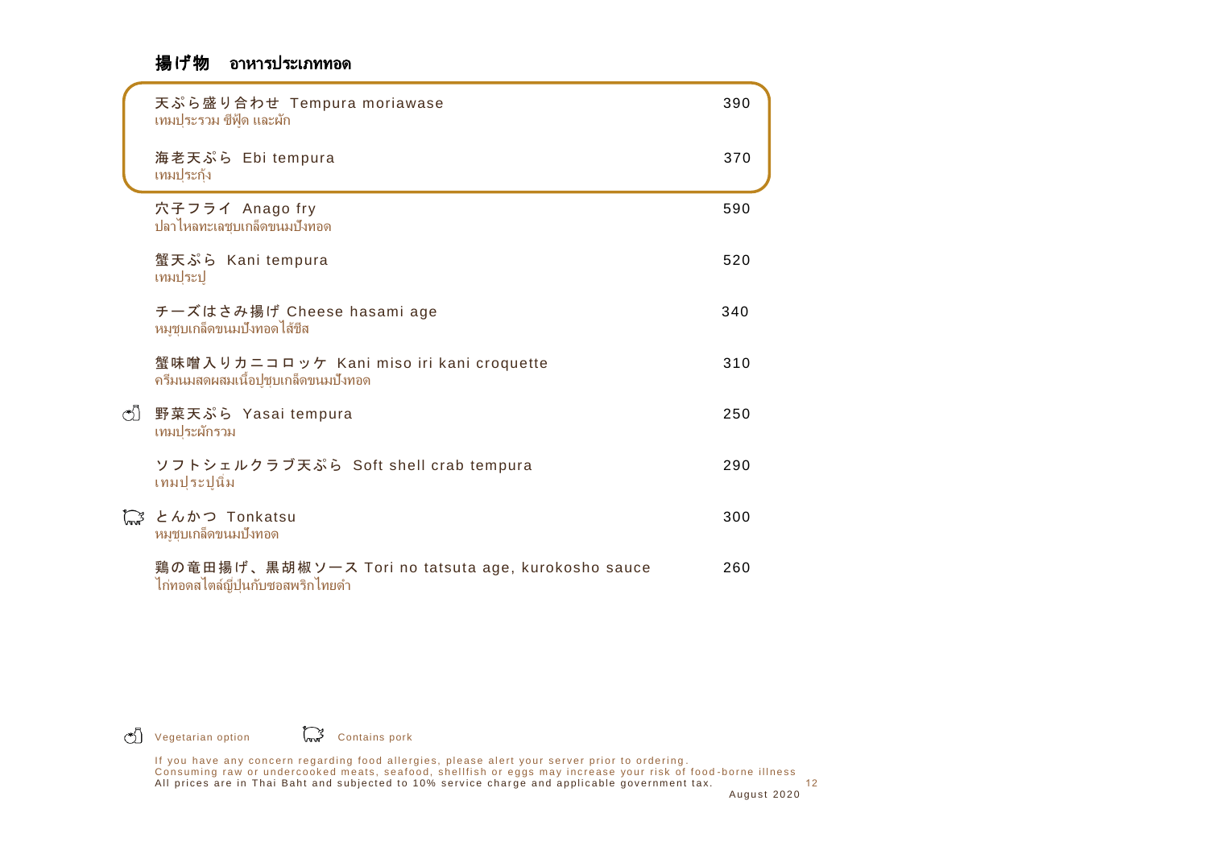## 揚げ物 อาหารประเภททอด

| Item | Price |
|---|---|
| 天ぷら盛り合わせ Tempura moriawase<br>เทมปุระรวม ซีฟู้ด และผัก | 390 |
| 海老天ぷら Ebi tempura<br>เทมปุระกุ้ง | 370 |
| 穴子フライ Anago fry<br>ปลาไหลทะเลชุบเกล็ดขนมปังทอด | 590 |
| 蟹天ぷら Kani tempura<br>เทมปุระปู | 520 |
| チーズはさみ揚げ Cheese hasami age<br>หมูชุบเกล็ดขนมปังทอดไส้ชีส | 340 |
| 蟹味噌入りカニコロッケ Kani miso iri kani croquette<br>ครีมนมสดผสมเนื้อปูชุบเกล็ดขนมปังทอด | 310 |
| (Vegetarian option) 野菜天ぷら Yasai tempura<br>เทมปุระผักรวม | 250 |
| ソフトシェルクラブ天ぷら Soft shell crab tempura<br>เทมปุระปูนิ่ม | 290 |
| (Contains pork) とんかつ Tonkatsu<br>หมูชุบเกล็ดขนมปังทอด | 300 |
| 鶏の竜田揚げ、黒胡椒ソース Tori no tatsuta age, kurokosho sauce<br>ไก่ทอดสไตล์ญี่ปุ่นกับซอสพริกไทยดำ | 260 |

Vegetarian option — Contains pork

If you have any concern regarding food allergies, please alert your server prior to ordering.
Consuming raw or undercooked meats, seafood, shellfish or eggs may increase your risk of food-borne illness
All prices are in Thai Baht and subjected to 10% service charge and applicable government tax.

August 2020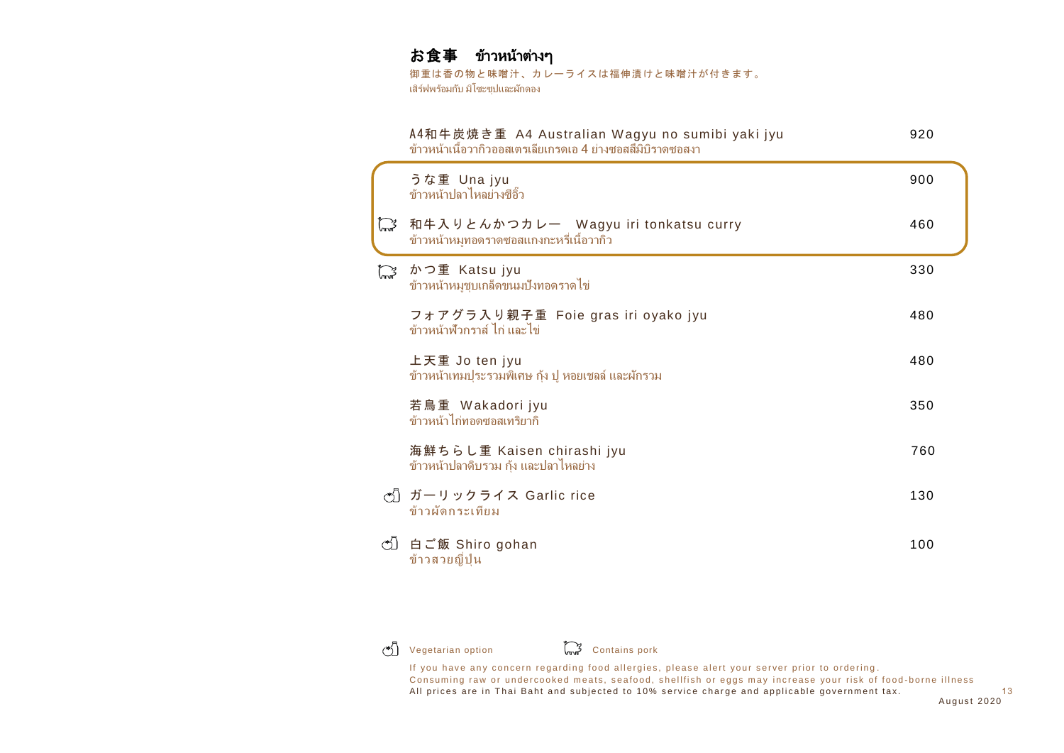# お食事　ข้าวหน้าต่างๆ

御重は香の物と味噌汁、カレーライスは福伸漬けと味噌汁が付きます。
เสิร์ฟพร้อมกับ มิโซะซุปและผักดอง

| Menu | Price |
|---|---|
| A4和牛炭焼き重 A4 Australian Wagyu no sumibi yaki jyu<br>ข้าวหน้าเนื้อวากิวออสเตรเลียเกรดเอ 4 ย่างซอสสีมิบิราดซอสงา | 920 |
| うな重 Una jyu<br>ข้าวหน้าปลาไหลย่างซีอิ๊ว | 900 |
| 🐷 和牛入りとんかつカレー Wagyu iri tonkatsu curry<br>ข้าวหน้าหมูทอดราดซอสแกงกะหรี่เนื้อวากิว | 460 |
| 🐷 かつ重 Katsu jyu<br>ข้าวหน้าหมูชุบเกล็ดขนมปังทอดราดไข่ | 330 |
| フォアグラ入り親子重 Foie gras iri oyako jyu<br>ข้าวหน้าฟัวกราส์ ไก่ และไข่ | 480 |
| 上天重 Jo ten jyu<br>ข้าวหน้าเทมปุระรวมพิเศษ กุ้ง ปู หอยเชลล์ และผักรวม | 480 |
| 若鳥重 Wakadori jyu<br>ข้าวหน้าไก่ทอดซอสเทริยากิ | 350 |
| 海鮮ちらし重 Kaisen chirashi jyu<br>ข้าวหน้าปลาดิบรวม กุ้ง และปลาไหลย่าง | 760 |
| (V) ガーリックライス Garlic rice<br>ข้าวผัดกระเทียม | 130 |
| (V) 白ご飯 Shiro gohan<br>ข้าวสวยญี่ปุ่น | 100 |

(V) Vegetarian option　　🐷 Contains pork

If you have any concern regarding food allergies, please alert your server prior to ordering.
Consuming raw or undercooked meats, seafood, shellfish or eggs may increase your risk of food-borne illness
All prices are in Thai Baht and subjected to 10% service charge and applicable government tax.

August 2020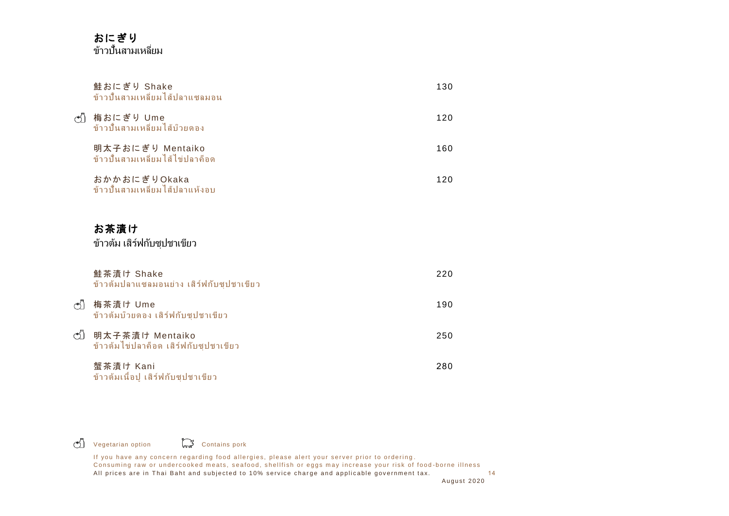## おにぎり
ข้าวปั้นสามเหลี่ยม

| Item | Price |
|---|---|
| 鮭おにぎり Shake<br>ข้าวปั้นสามเหลี่ยมไส้ปลาแซลมอน | 130 |
| (Vegetarian option) 梅おにぎり Ume<br>ข้าวปั้นสามเหลี่ยมไส้บ๊วยดอง | 120 |
| 明太子おにぎり Mentaiko<br>ข้าวปั้นสามเหลี่ยมไส้ไข่ปลาค็อด | 160 |
| おかかおにぎりOkaka<br>ข้าวปั้นสามเหลี่ยมไส้ปลาแห้งอบ | 120 |

## お茶漬け
ข้าวต้ม เสิร์ฟกับซุปชาเขียว

| Item | Price |
|---|---|
| 鮭茶漬け Shake<br>ข้าวต้มปลาแซลมอนย่าง เสิร์ฟกับซุปชาเขียว | 220 |
| (Vegetarian option) 梅茶漬け Ume<br>ข้าวต้มบ๊วยดอง เสิร์ฟกับซุปชาเขียว | 190 |
| (Vegetarian option) 明太子茶漬け Mentaiko<br>ข้าวต้มไข่ปลาค็อด เสิร์ฟกับซุปชาเขียว | 250 |
| 蟹茶漬け Kani<br>ข้าวต้มเนื้อปู เสิร์ฟกับซุปชาเขียว | 280 |

Vegetarian option    Contains pork

If you have any concern regarding food allergies, please alert your server prior to ordering.
Consuming raw or undercooked meats, seafood, shellfish or eggs may increase your risk of food-borne illness
All prices are in Thai Baht and subjected to 10% service charge and applicable government tax.

August 2020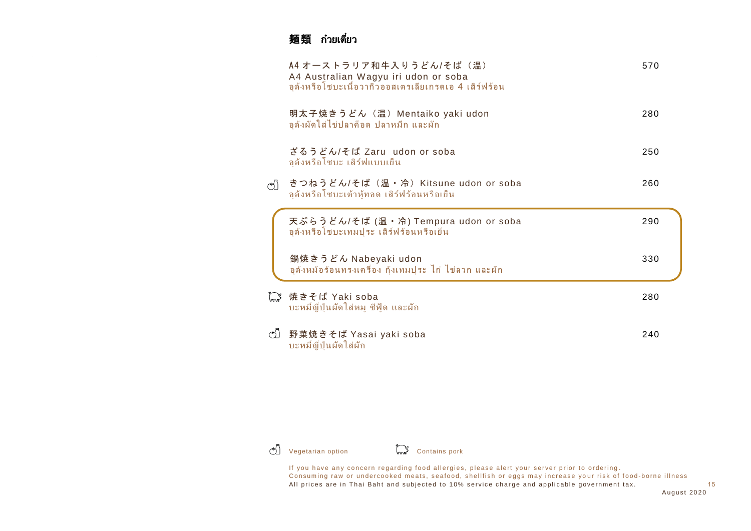## 麺類 ก๋วยเตี๋ยว

| Item | Price |
|---|---|
| A4 オーストラリア和牛入りうどん/そば（温）<br>A4 Australian Wagyu iri udon or soba<br>อุด้งหรือโซบะเนื้อวากิวออสเตรเลียเกรดเอ 4 เสิร์ฟร้อน | 570 |
| 明太子焼きうどん（温）Mentaiko yaki udon<br>อุด้งผัดใส่ไข่ปลาค็อด ปลาหมึก และผัก | 280 |
| ざるうどん/そば Zaru udon or soba<br>อุด้งหรือโซบะ เสิร์ฟแบบเย็น | 250 |
| (Vegetarian option) きつねうどん/そば（温・冷）Kitsune udon or soba<br>อุด้งหรือโซบะเต้าหู้ทอด เสิร์ฟร้อนหรือเย็น | 260 |
| 天ぷらうどん/そば (温・冷) Tempura udon or soba<br>อุด้งหรือโซบะเทมปุระ เสิร์ฟร้อนหรือเย็น | 290 |
| 鍋焼きうどん Nabeyaki udon<br>อุด้งหม้อร้อนทรงเครื่อง กุ้งเทมปุระ ไก่ ไข่ลวก และผัก | 330 |
| (Contains pork) 焼きそば Yaki soba<br>บะหมี่ญี่ปุ่นผัดใส่หมู ซีฟู้ด และผัก | 280 |
| (Vegetarian option) 野菜焼きそば Yasai yaki soba<br>บะหมี่ญี่ปุ่นผัดใส่ผัก | 240 |

Vegetarian option    Contains pork

If you have any concern regarding food allergies, please alert your server prior to ordering.
Consuming raw or undercooked meats, seafood, shellfish or eggs may increase your risk of food-borne illness
All prices are in Thai Baht and subjected to 10% service charge and applicable government tax.

August 2020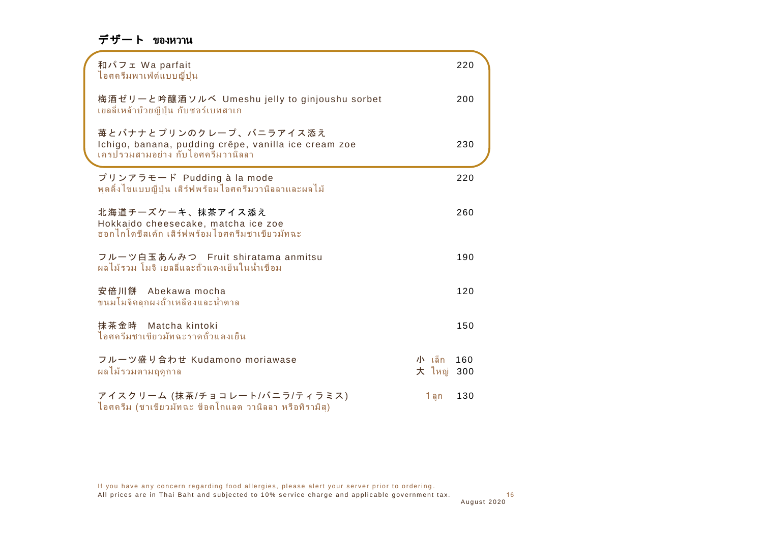## デザート ของหวาน

和パフェ Wa parfait — 220
ไอศครีมพาเฟต์แบบญี่ปุ่น

梅酒ゼリーと吟醸酒ソルベ Umeshu jelly to ginjoushu sorbet — 200
เยลลี่เหล้าบ๊วยญี่ปุ่น กับซอร์เบทสาเก

苺とバナナとプリンのクレープ、バニラアイス添え
Ichigo, banana, pudding crêpe, vanilla ice cream zoe — 230
เครปรวมสามอย่าง กับไอศครีมวานิลลา

プリンアラモード Pudding à la mode — 220
พุดดิ้งไข่แบบญี่ปุ่น เสิร์ฟพร้อมไอศครีมวานิลลาและผลไม้

北海道チーズケーキ、抹茶アイス添え
Hokkaido cheesecake, matcha ice zoe — 260
ฮอกไกโดชีสเค้ก เสิร์ฟพร้อมไอศครีมชาเขียวมัทฉะ

フルーツ白玉あんみつ Fruit shiratama anmitsu — 190
ผลไม้รวม โมจิ เยลลี่และถั่วแดงเย็นในน้ำเชื่อม

安倍川餅 Abekawa mocha — 120
ขนมโมจิคลุกผงถั่วเหลืองและน้ำตาล

抹茶金時 Matcha kintoki — 150
ไอศครีมชาเขียวมัทฉะราดถั่วแดงเย็น

フルーツ盛り合わせ Kudamono moriawase — 小 เล็ก 160 / 大 ใหญ่ 300
ผลไม้รวมตามฤดูกาล

アイスクリーム (抹茶/チョコレート/バニラ/ティラミス) — 1 ลูก 130
ไอศครีม (ชาเขียวมัทฉะ ช็อคโกแลต วานิลลา หรือทิรามิสุ)

If you have any concern regarding food allergies, please alert your server prior to ordering.
All prices are in Thai Baht and subjected to 10% service charge and applicable government tax.

August 2020